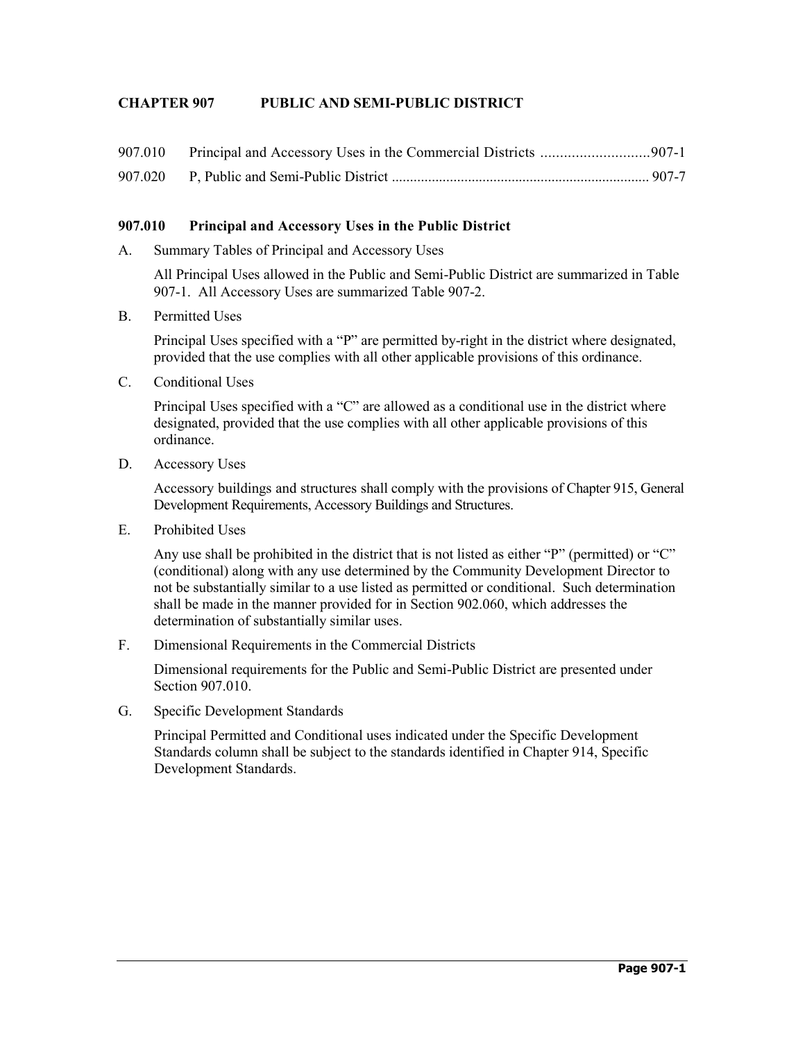# CHAPTER 907 PUBLIC AND SEMI-PUBLIC DISTRICT

907.010 Principal and Accessory Uses in the Commercial Districts ............................907-1

907.020 P, Public and Semi-Public District ...................................................................... 907-7

## 907.010 Principal and Accessory Uses in the Public District

A. Summary Tables of Principal and Accessory Uses

All Principal Uses allowed in the Public and Semi-Public District are summarized in Table 907-1. All Accessory Uses are summarized Table 907-2.

B. Permitted Uses

Principal Uses specified with a "P" are permitted by-right in the district where designated, provided that the use complies with all other applicable provisions of this ordinance.

C. Conditional Uses

Principal Uses specified with a "C" are allowed as a conditional use in the district where designated, provided that the use complies with all other applicable provisions of this ordinance.

D. Accessory Uses

Accessory buildings and structures shall comply with the provisions of Chapter 915, General Development Requirements, Accessory Buildings and Structures.

E. Prohibited Uses

Any use shall be prohibited in the district that is not listed as either "P" (permitted) or "C" (conditional) along with any use determined by the Community Development Director to not be substantially similar to a use listed as permitted or conditional. Such determination shall be made in the manner provided for in Section 902.060, which addresses the determination of substantially similar uses.

F. Dimensional Requirements in the Commercial Districts

Dimensional requirements for the Public and Semi-Public District are presented under Section 907.010.

G. Specific Development Standards

Principal Permitted and Conditional uses indicated under the Specific Development Standards column shall be subject to the standards identified in Chapter 914, Specific Development Standards.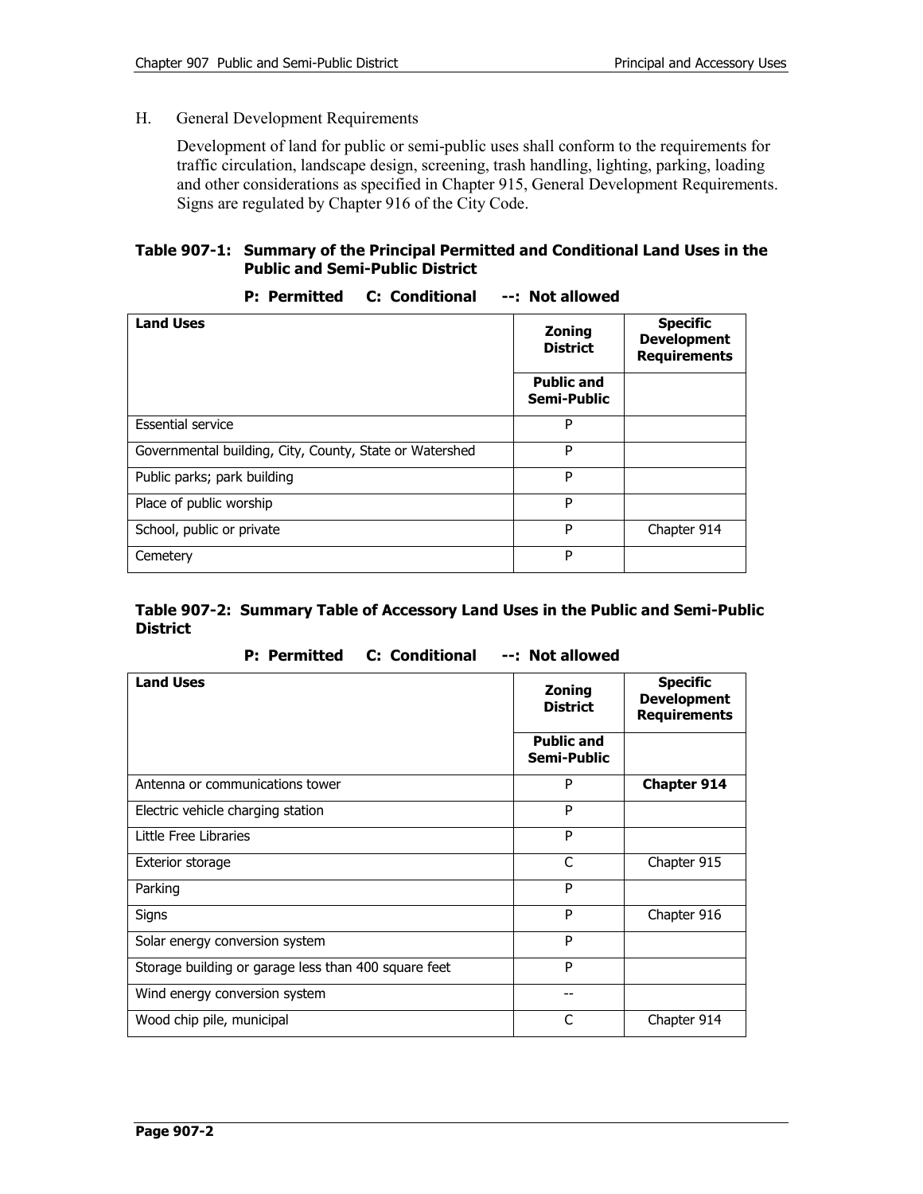H. General Development Requirements

Development of land for public or semi-public uses shall conform to the requirements for traffic circulation, landscape design, screening, trash handling, lighting, parking, loading and other considerations as specified in Chapter 915, General Development Requirements. Signs are regulated by Chapter 916 of the City Code.

**Table 907-1: Summary of the Principal Permitted and Conditional Land Uses in the Public and Semi-Public District**

**P: Permitted C: Conditional --: Not allowed**

| **Land Uses** | **Zoning District** | **Specific Development Requirements** |
|---|---|---|
| | **Public and Semi-Public** | |
| Essential service | P | |
| Governmental building, City, County, State or Watershed | P | |
| Public parks; park building | P | |
| Place of public worship | P | |
| School, public or private | P | Chapter 914 |
| Cemetery | P | |

**Table 907-2: Summary Table of Accessory Land Uses in the Public and Semi-Public District**

**P: Permitted C: Conditional --: Not allowed**

| **Land Uses** | **Zoning District** | **Specific Development Requirements** |
|---|---|---|
| | **Public and Semi-Public** | |
| Antenna or communications tower | P | **Chapter 914** |
| Electric vehicle charging station | P | |
| Little Free Libraries | P | |
| Exterior storage | C | Chapter 915 |
| Parking | P | |
| Signs | P | Chapter 916 |
| Solar energy conversion system | P | |
| Storage building or garage less than 400 square feet | P | |
| Wind energy conversion system | -- | |
| Wood chip pile, municipal | C | Chapter 914 |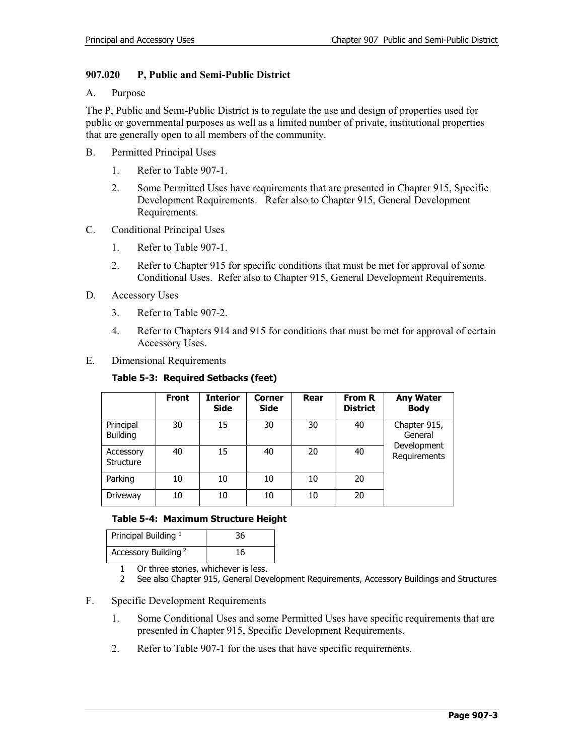## 907.020 P, Public and Semi-Public District

A. Purpose

The P, Public and Semi-Public District is to regulate the use and design of properties used for public or governmental purposes as well as a limited number of private, institutional properties that are generally open to all members of the community.

B. Permitted Principal Uses

1. Refer to Table 907-1.
2. Some Permitted Uses have requirements that are presented in Chapter 915, Specific Development Requirements. Refer also to Chapter 915, General Development Requirements.

C. Conditional Principal Uses

1. Refer to Table 907-1.
2. Refer to Chapter 915 for specific conditions that must be met for approval of some Conditional Uses. Refer also to Chapter 915, General Development Requirements.

D. Accessory Uses

3. Refer to Table 907-2.
4. Refer to Chapters 914 and 915 for conditions that must be met for approval of certain Accessory Uses.

E. Dimensional Requirements

**Table 5-3: Required Setbacks (feet)**

| | Front | Interior Side | Corner Side | Rear | From R District | Any Water Body |
|---|---|---|---|---|---|---|
| Principal Building | 30 | 15 | 30 | 30 | 40 | Chapter 915, General Development Requirements |
| Accessory Structure | 40 | 15 | 40 | 20 | 40 | |
| Parking | 10 | 10 | 10 | 10 | 20 | |
| Driveway | 10 | 10 | 10 | 10 | 20 | |

**Table 5-4: Maximum Structure Height**

| Principal Building [1] | 36 |
|---|---|
| Accessory Building [2] | 16 |

1 Or three stories, whichever is less.

2 See also Chapter 915, General Development Requirements, Accessory Buildings and Structures

F. Specific Development Requirements

1. Some Conditional Uses and some Permitted Uses have specific requirements that are presented in Chapter 915, Specific Development Requirements.
2. Refer to Table 907-1 for the uses that have specific requirements.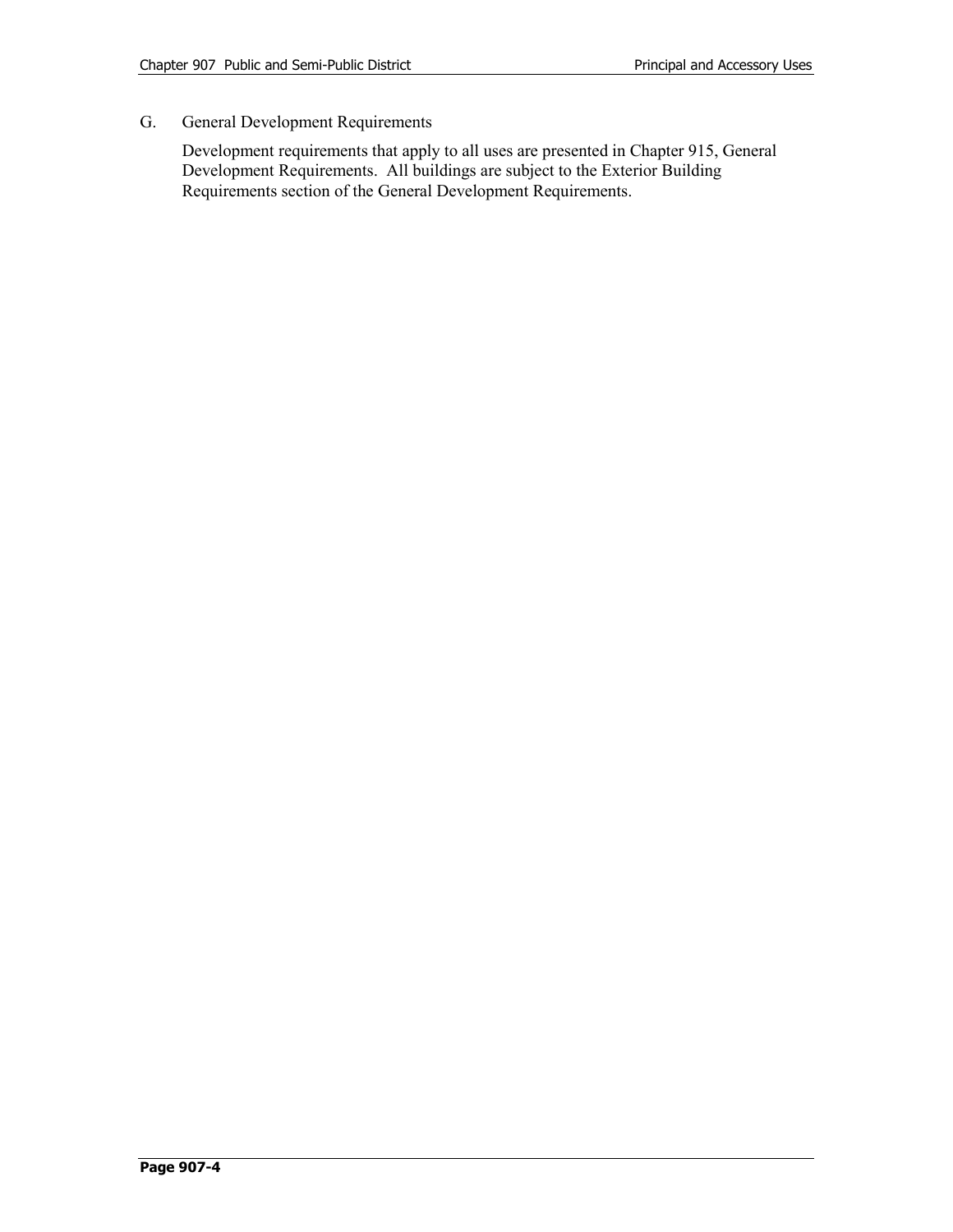G. General Development Requirements

Development requirements that apply to all uses are presented in Chapter 915, General Development Requirements. All buildings are subject to the Exterior Building Requirements section of the General Development Requirements.